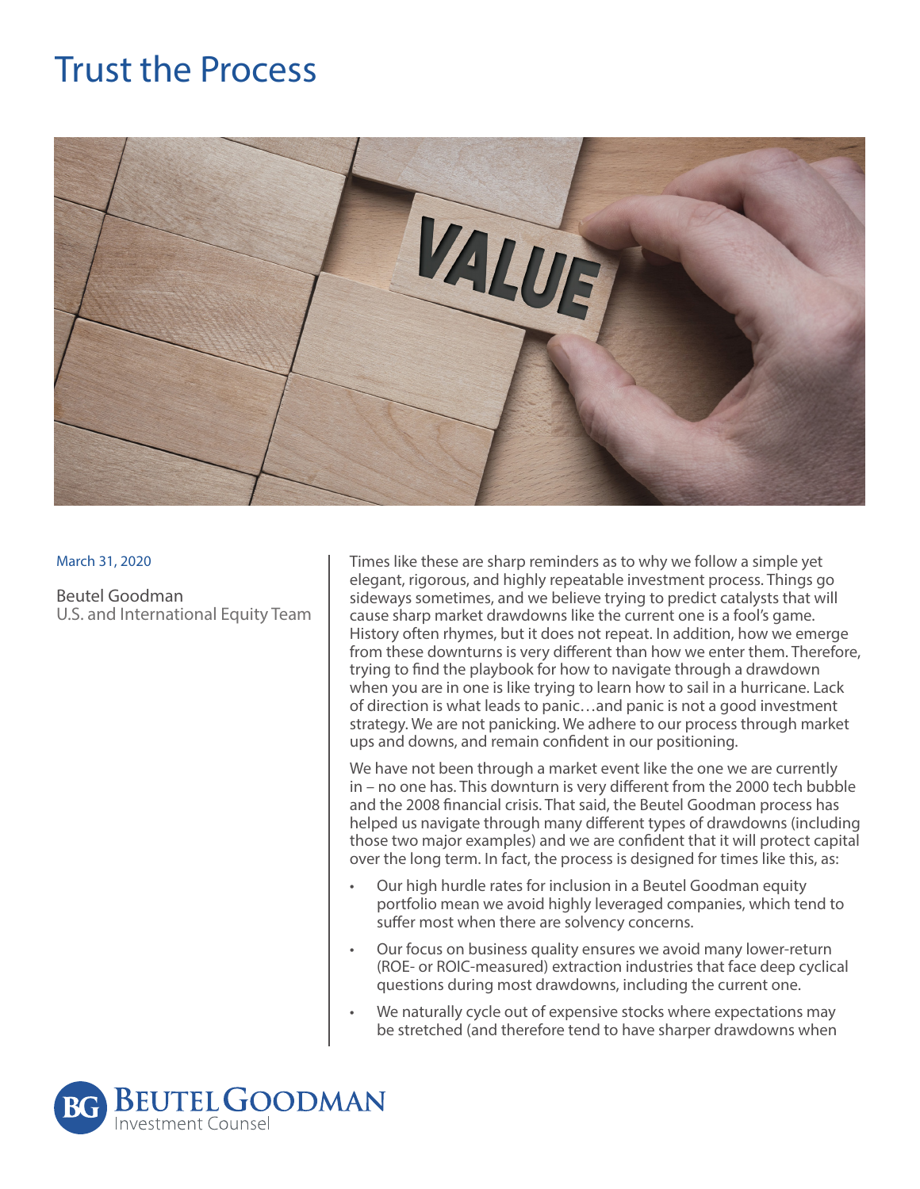# Trust the Process

March 31, 2020

Beutel Goodman
U.S. and International Equity Team

Times like these are sharp reminders as to why we follow a simple yet elegant, rigorous, and highly repeatable investment process. Things go sideways sometimes, and we believe trying to predict catalysts that will cause sharp market drawdowns like the current one is a fool's game. History often rhymes, but it does not repeat. In addition, how we emerge from these downturns is very different than how we enter them. Therefore, trying to find the playbook for how to navigate through a drawdown when you are in one is like trying to learn how to sail in a hurricane. Lack of direction is what leads to panic…and panic is not a good investment strategy. We are not panicking. We adhere to our process through market ups and downs, and remain confident in our positioning.

We have not been through a market event like the one we are currently in – no one has. This downturn is very different from the 2000 tech bubble and the 2008 financial crisis. That said, the Beutel Goodman process has helped us navigate through many different types of drawdowns (including those two major examples) and we are confident that it will protect capital over the long term. In fact, the process is designed for times like this, as:

- Our high hurdle rates for inclusion in a Beutel Goodman equity portfolio mean we avoid highly leveraged companies, which tend to suffer most when there are solvency concerns.
- Our focus on business quality ensures we avoid many lower-return (ROE- or ROIC-measured) extraction industries that face deep cyclical questions during most drawdowns, including the current one.
- We naturally cycle out of expensive stocks where expectations may be stretched (and therefore tend to have sharper drawdowns when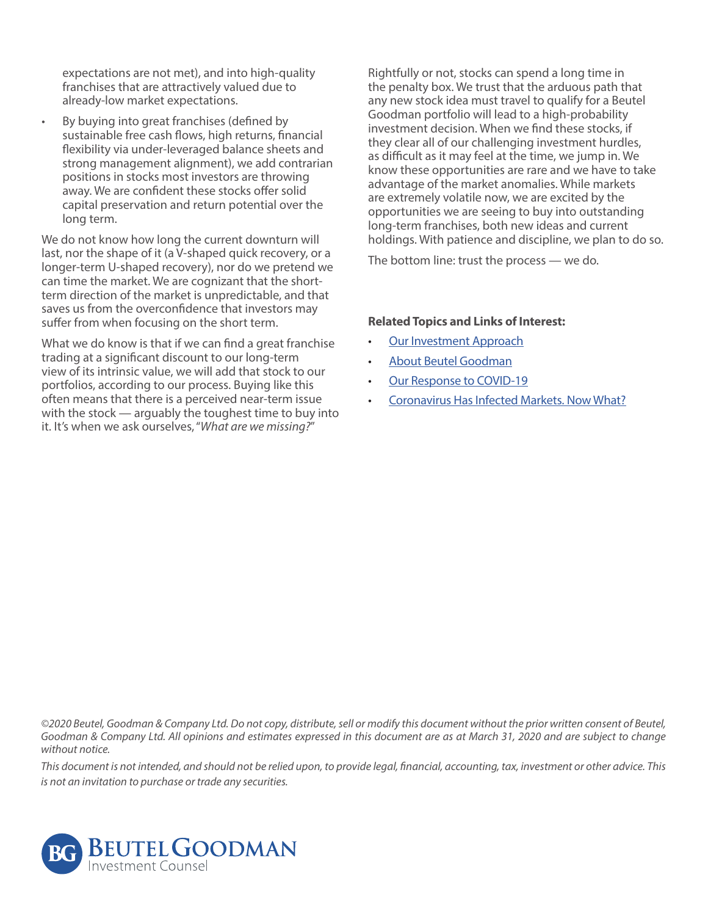expectations are not met), and into high-quality franchises that are attractively valued due to already-low market expectations.

- By buying into great franchises (defined by sustainable free cash flows, high returns, financial flexibility via under-leveraged balance sheets and strong management alignment), we add contrarian positions in stocks most investors are throwing away. We are confident these stocks offer solid capital preservation and return potential over the long term.

We do not know how long the current downturn will last, nor the shape of it (a V-shaped quick recovery, or a longer-term U-shaped recovery), nor do we pretend we can time the market. We are cognizant that the short-term direction of the market is unpredictable, and that saves us from the overconfidence that investors may suffer from when focusing on the short term.

What we do know is that if we can find a great franchise trading at a significant discount to our long-term view of its intrinsic value, we will add that stock to our portfolios, according to our process. Buying like this often means that there is a perceived near-term issue with the stock — arguably the toughest time to buy into it. It's when we ask ourselves, "*What are we missing?*"

Rightfully or not, stocks can spend a long time in the penalty box. We trust that the arduous path that any new stock idea must travel to qualify for a Beutel Goodman portfolio will lead to a high-probability investment decision. When we find these stocks, if they clear all of our challenging investment hurdles, as difficult as it may feel at the time, we jump in. We know these opportunities are rare and we have to take advantage of the market anomalies. While markets are extremely volatile now, we are excited by the opportunities we are seeing to buy into outstanding long-term franchises, both new ideas and current holdings. With patience and discipline, we plan to do so.

The bottom line: trust the process — we do.

**Related Topics and Links of Interest:**

- Our Investment Approach
- About Beutel Goodman
- Our Response to COVID-19
- Coronavirus Has Infected Markets. Now What?

*©2020 Beutel, Goodman & Company Ltd. Do not copy, distribute, sell or modify this document without the prior written consent of Beutel, Goodman & Company Ltd. All opinions and estimates expressed in this document are as at March 31, 2020 and are subject to change without notice.*

*This document is not intended, and should not be relied upon, to provide legal, financial, accounting, tax, investment or other advice. This is not an invitation to purchase or trade any securities.*

BEUTEL GOODMAN
Investment Counsel